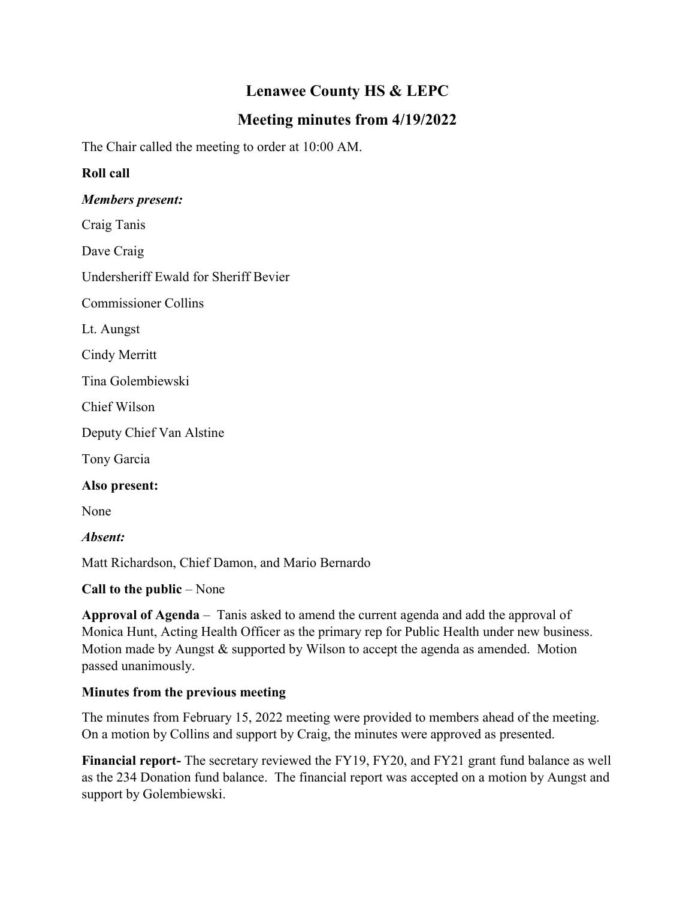# Lenawee County HS & LEPC

## Meeting minutes from 4/19/2022

The Chair called the meeting to order at 10:00 AM.

**Roll call**

***Members present:***

Craig Tanis

Dave Craig

Undersheriff Ewald for Sheriff Bevier

Commissioner Collins

Lt. Aungst

Cindy Merritt

Tina Golembiewski

Chief Wilson

Deputy Chief Van Alstine

Tony Garcia

**Also present:**

None

***Absent:***

Matt Richardson, Chief Damon, and Mario Bernardo

**Call to the public** – None

**Approval of Agenda** – Tanis asked to amend the current agenda and add the approval of Monica Hunt, Acting Health Officer as the primary rep for Public Health under new business. Motion made by Aungst & supported by Wilson to accept the agenda as amended. Motion passed unanimously.

**Minutes from the previous meeting**

The minutes from February 15, 2022 meeting were provided to members ahead of the meeting. On a motion by Collins and support by Craig, the minutes were approved as presented.

**Financial report-** The secretary reviewed the FY19, FY20, and FY21 grant fund balance as well as the 234 Donation fund balance. The financial report was accepted on a motion by Aungst and support by Golembiewski.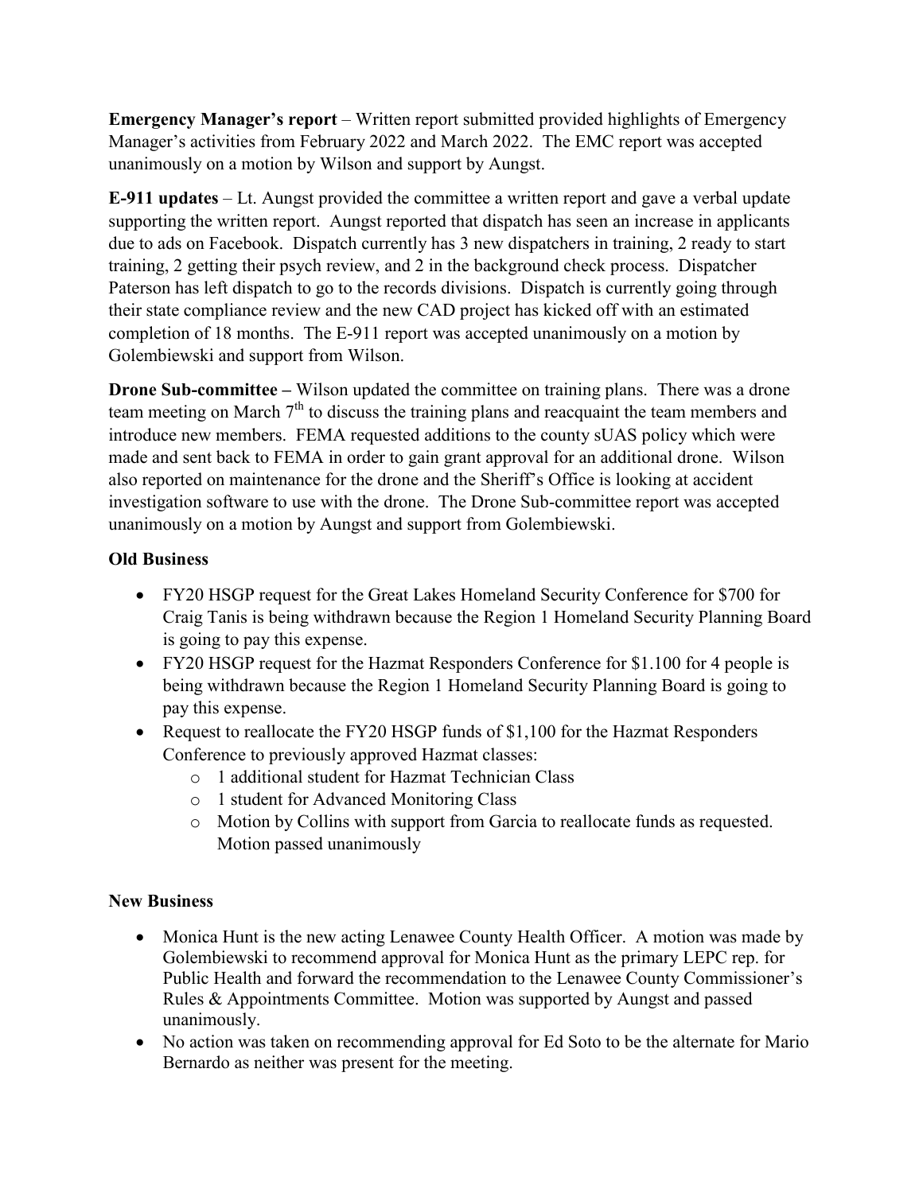**Emergency Manager's report** – Written report submitted provided highlights of Emergency Manager's activities from February 2022 and March 2022. The EMC report was accepted unanimously on a motion by Wilson and support by Aungst.

**E-911 updates** – Lt. Aungst provided the committee a written report and gave a verbal update supporting the written report. Aungst reported that dispatch has seen an increase in applicants due to ads on Facebook. Dispatch currently has 3 new dispatchers in training, 2 ready to start training, 2 getting their psych review, and 2 in the background check process. Dispatcher Paterson has left dispatch to go to the records divisions. Dispatch is currently going through their state compliance review and the new CAD project has kicked off with an estimated completion of 18 months. The E-911 report was accepted unanimously on a motion by Golembiewski and support from Wilson.

**Drone Sub-committee –** Wilson updated the committee on training plans. There was a drone team meeting on March 7th to discuss the training plans and reacquaint the team members and introduce new members. FEMA requested additions to the county sUAS policy which were made and sent back to FEMA in order to gain grant approval for an additional drone. Wilson also reported on maintenance for the drone and the Sheriff's Office is looking at accident investigation software to use with the drone. The Drone Sub-committee report was accepted unanimously on a motion by Aungst and support from Golembiewski.

**Old Business**

- FY20 HSGP request for the Great Lakes Homeland Security Conference for $700 for Craig Tanis is being withdrawn because the Region 1 Homeland Security Planning Board is going to pay this expense.
- FY20 HSGP request for the Hazmat Responders Conference for $1.100 for 4 people is being withdrawn because the Region 1 Homeland Security Planning Board is going to pay this expense.
- Request to reallocate the FY20 HSGP funds of $1,100 for the Hazmat Responders Conference to previously approved Hazmat classes:
    - 1 additional student for Hazmat Technician Class
    - 1 student for Advanced Monitoring Class
    - Motion by Collins with support from Garcia to reallocate funds as requested. Motion passed unanimously

**New Business**

- Monica Hunt is the new acting Lenawee County Health Officer. A motion was made by Golembiewski to recommend approval for Monica Hunt as the primary LEPC rep. for Public Health and forward the recommendation to the Lenawee County Commissioner's Rules & Appointments Committee. Motion was supported by Aungst and passed unanimously.
- No action was taken on recommending approval for Ed Soto to be the alternate for Mario Bernardo as neither was present for the meeting.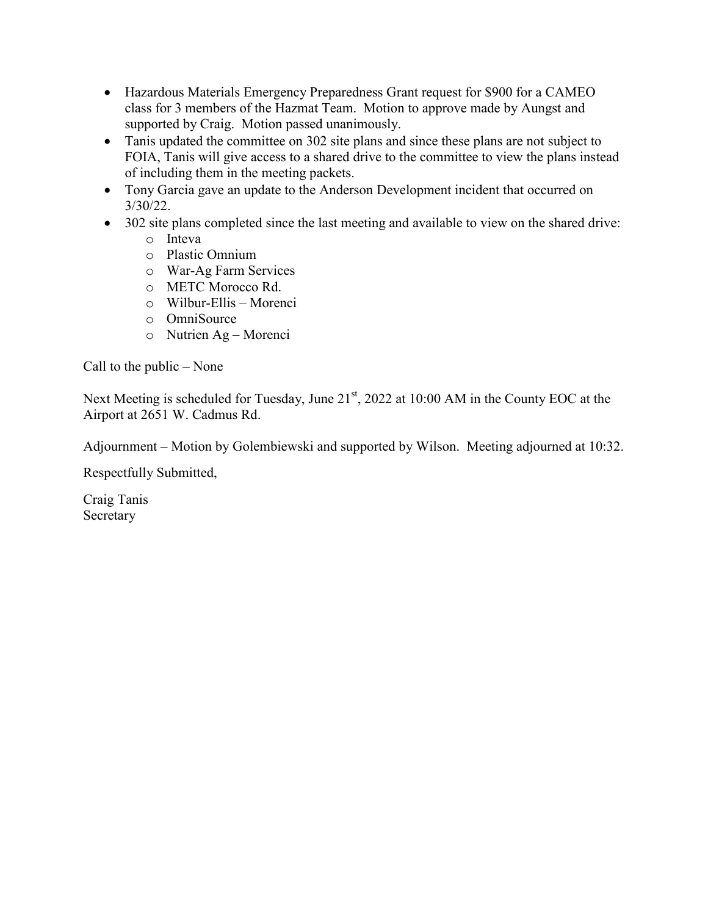- Hazardous Materials Emergency Preparedness Grant request for $900 for a CAMEO class for 3 members of the Hazmat Team. Motion to approve made by Aungst and supported by Craig. Motion passed unanimously.
- Tanis updated the committee on 302 site plans and since these plans are not subject to FOIA, Tanis will give access to a shared drive to the committee to view the plans instead of including them in the meeting packets.
- Tony Garcia gave an update to the Anderson Development incident that occurred on 3/30/22.
- 302 site plans completed since the last meeting and available to view on the shared drive:
  - Inteva
  - Plastic Omnium
  - War-Ag Farm Services
  - METC Morocco Rd.
  - Wilbur-Ellis – Morenci
  - OmniSource
  - Nutrien Ag – Morenci

Call to the public – None

Next Meeting is scheduled for Tuesday, June 21st, 2022 at 10:00 AM in the County EOC at the Airport at 2651 W. Cadmus Rd.

Adjournment – Motion by Golembiewski and supported by Wilson. Meeting adjourned at 10:32.

Respectfully Submitted,

Craig Tanis
Secretary